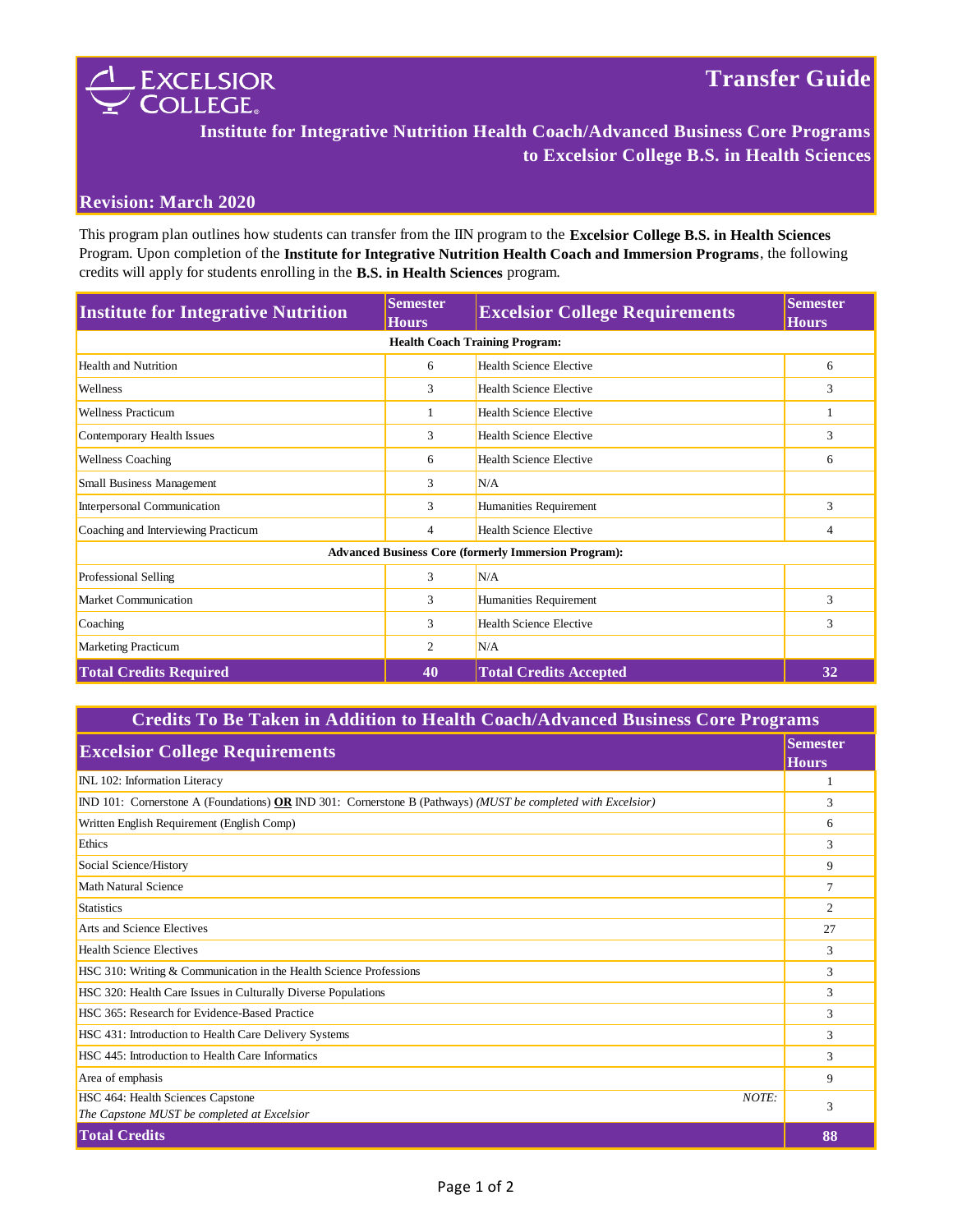# Transfer Guide

## Institute for Integrative Nutrition Health Coach/Advanced Business Core Programs to Excelsior College B.S. in Health Sciences

**Revision: March 2020**

This program plan outlines how students can transfer from the IIN program to the **Excelsior College B.S. in Health Sciences** Program. Upon completion of the **Institute for Integrative Nutrition Health Coach and Immersion Programs**, the following credits will apply for students enrolling in the **B.S. in Health Sciences** program.

| Institute for Integrative Nutrition | Semester Hours | Excelsior College Requirements | Semester Hours |
|---|---|---|---|
| **Health Coach Training Program:** | | | |
| Health and Nutrition | 6 | Health Science Elective | 6 |
| Wellness | 3 | Health Science Elective | 3 |
| Wellness Practicum | 1 | Health Science Elective | 1 |
| Contemporary Health Issues | 3 | Health Science Elective | 3 |
| Wellness Coaching | 6 | Health Science Elective | 6 |
| Small Business Management | 3 | N/A | |
| Interpersonal Communication | 3 | Humanities Requirement | 3 |
| Coaching and Interviewing Practicum | 4 | Health Science Elective | 4 |
| **Advanced Business Core (formerly Immersion Program):** | | | |
| Professional Selling | 3 | N/A | |
| Market Communication | 3 | Humanities Requirement | 3 |
| Coaching | 3 | Health Science Elective | 3 |
| Marketing Practicum | 2 | N/A | |
| **Total Credits Required** | **40** | **Total Credits Accepted** | **32** |

## Credits To Be Taken in Addition to Health Coach/Advanced Business Core Programs

| Excelsior College Requirements | Semester Hours |
|---|---|
| INL 102: Information Literacy | 1 |
| IND 101: Cornerstone A (Foundations) **OR** IND 301: Cornerstone B (Pathways) *(MUST be completed with Excelsior)* | 3 |
| Written English Requirement (English Comp) | 6 |
| Ethics | 3 |
| Social Science/History | 9 |
| Math Natural Science | 7 |
| Statistics | 2 |
| Arts and Science Electives | 27 |
| Health Science Electives | 3 |
| HSC 310: Writing & Communication in the Health Science Professions | 3 |
| HSC 320: Health Care Issues in Culturally Diverse Populations | 3 |
| HSC 365: Research for Evidence-Based Practice | 3 |
| HSC 431: Introduction to Health Care Delivery Systems | 3 |
| HSC 445: Introduction to Health Care Informatics | 3 |
| Area of emphasis | 9 |
| HSC 464: Health Sciences Capstone *NOTE: The Capstone MUST be completed at Excelsior* | 3 |
| **Total Credits** | **88** |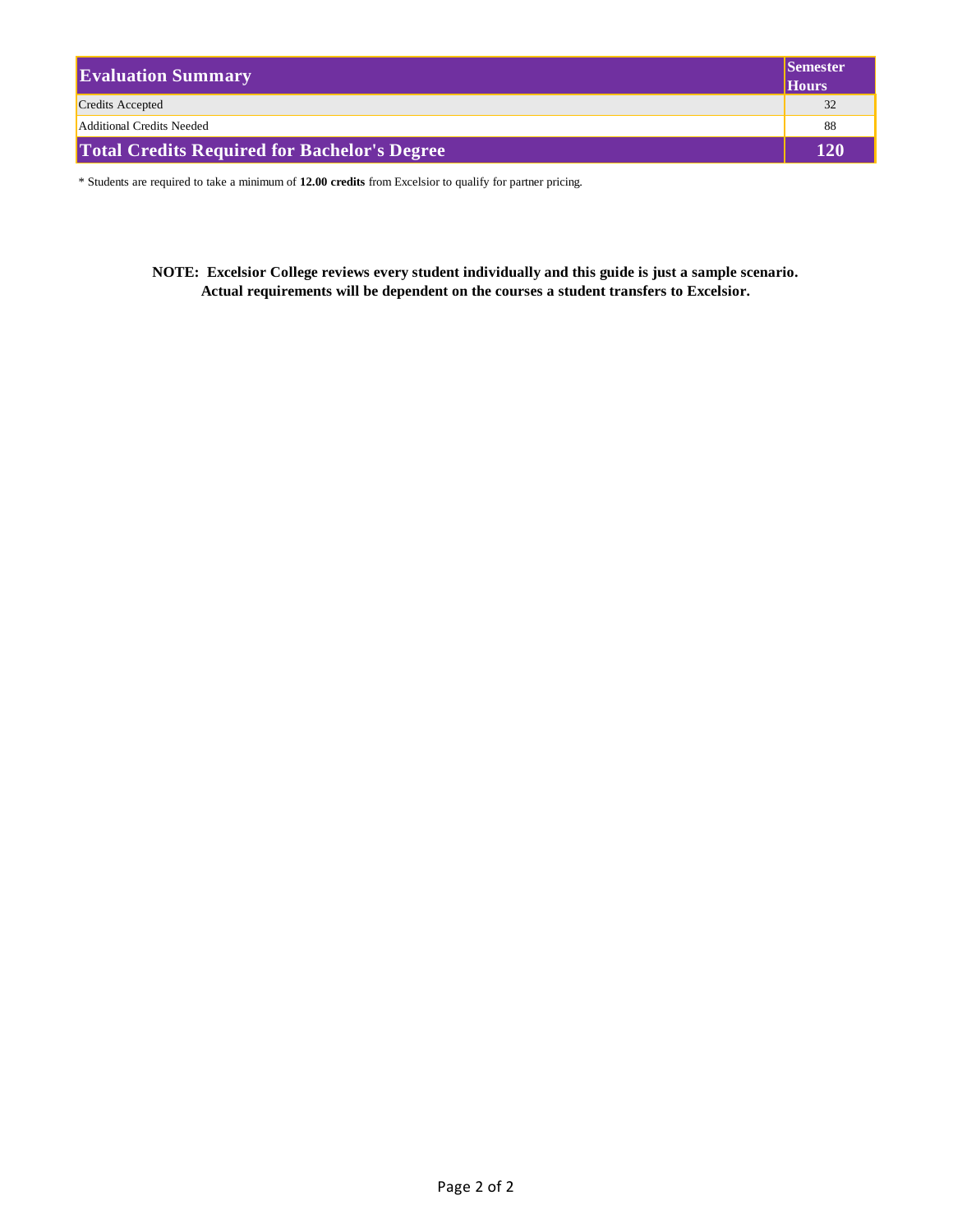| Evaluation Summary | Semester Hours |
|---|---|
| Credits Accepted | 32 |
| Additional Credits Needed | 88 |
| **Total Credits Required for Bachelor's Degree** | **120** |

* Students are required to take a minimum of **12.00 credits** from Excelsior to qualify for partner pricing.

**NOTE: Excelsior College reviews every student individually and this guide is just a sample scenario. Actual requirements will be dependent on the courses a student transfers to Excelsior.**